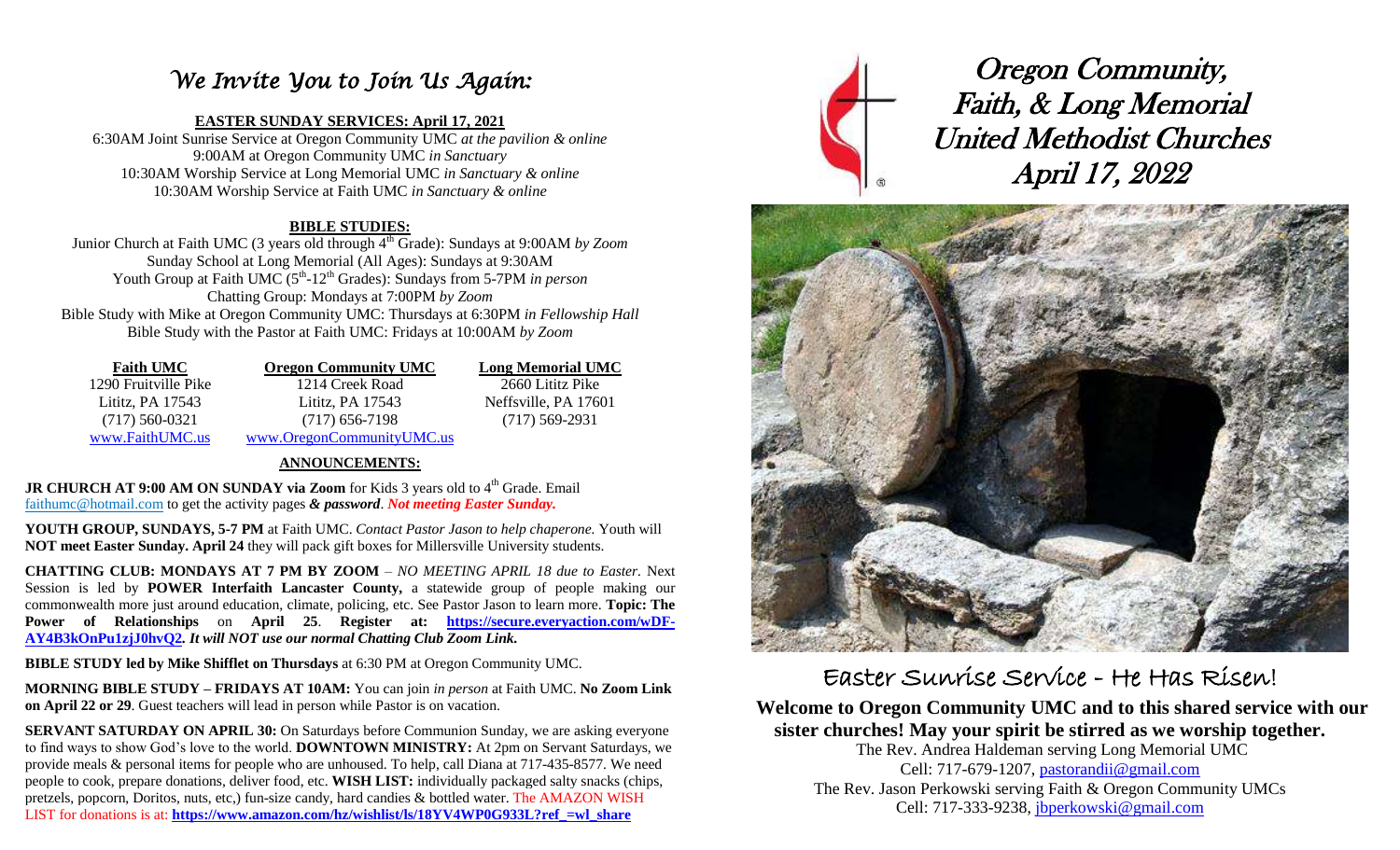# *We Invite You to Join Us Again:*

**EASTER SUNDAY SERVICES: April 17, 2021**

6:30AM Joint Sunrise Service at Oregon Community UMC *at the pavilion & online*
9:00AM at Oregon Community UMC *in Sanctuary*
10:30AM Worship Service at Long Memorial UMC *in Sanctuary & online*
10:30AM Worship Service at Faith UMC *in Sanctuary & online*

**BIBLE STUDIES:**

Junior Church at Faith UMC (3 years old through 4th Grade): Sundays at 9:00AM *by Zoom*
Sunday School at Long Memorial (All Ages): Sundays at 9:30AM
Youth Group at Faith UMC (5th-12th Grades): Sundays from 5-7PM *in person*
Chatting Group: Mondays at 7:00PM *by Zoom*
Bible Study with Mike at Oregon Community UMC: Thursdays at 6:30PM *in Fellowship Hall*
Bible Study with the Pastor at Faith UMC: Fridays at 10:00AM *by Zoom*

| Faith UMC | Oregon Community UMC | Long Memorial UMC |
|---|---|---|
| 1290 Fruitville Pike | 1214 Creek Road | 2660 Lititz Pike |
| Lititz, PA 17543 | Lititz, PA 17543 | Neffsville, PA 17601 |
| (717) 560-0321 | (717) 656-7198 | (717) 569-2931 |
| www.FaithUMC.us | www.OregonCommunityUMC.us | |

**ANNOUNCEMENTS:**

**JR CHURCH AT 9:00 AM ON SUNDAY via Zoom** for Kids 3 years old to 4th Grade. Email faithumc@hotmail.com to get the activity pages ***& password***. ***Not meeting Easter Sunday.***

**YOUTH GROUP, SUNDAYS, 5-7 PM** at Faith UMC. *Contact Pastor Jason to help chaperone.* Youth will **NOT meet Easter Sunday. April 24** they will pack gift boxes for Millersville University students.

**CHATTING CLUB: MONDAYS AT 7 PM BY ZOOM** – *NO MEETING APRIL 18 due to Easter.* Next Session is led by **POWER Interfaith Lancaster County,** a statewide group of people making our commonwealth more just around education, climate, policing, etc. See Pastor Jason to learn more. **Topic: The Power of Relationships** on **April 25**. **Register at: https://secure.everyaction.com/wDF-AY4B3kOnPu1zjJ0hvQ2.** ***It will NOT use our normal Chatting Club Zoom Link.***

**BIBLE STUDY led by Mike Shifflet on Thursdays** at 6:30 PM at Oregon Community UMC.

**MORNING BIBLE STUDY – FRIDAYS AT 10AM:** You can join *in person* at Faith UMC. **No Zoom Link on April 22 or 29**. Guest teachers will lead in person while Pastor is on vacation.

**SERVANT SATURDAY ON APRIL 30:** On Saturdays before Communion Sunday, we are asking everyone to find ways to show God's love to the world. **DOWNTOWN MINISTRY:** At 2pm on Servant Saturdays, we provide meals & personal items for people who are unhoused. To help, call Diana at 717-435-8577. We need people to cook, prepare donations, deliver food, etc. **WISH LIST:** individually packaged salty snacks (chips, pretzels, popcorn, Doritos, nuts, etc,) fun-size candy, hard candies & bottled water. The AMAZON WISH LIST for donations is at: **https://www.amazon.com/hz/wishlist/ls/18YV4WP0G933L?ref_=wl_share**

# *Oregon Community, Faith, & Long Memorial United Methodist Churches April 17, 2022*

## Easter Sunrise Service - He Has Risen!

**Welcome to Oregon Community UMC and to this shared service with our sister churches! May your spirit be stirred as we worship together.**

The Rev. Andrea Haldeman serving Long Memorial UMC
Cell: 717-679-1207, pastorandii@gmail.com
The Rev. Jason Perkowski serving Faith & Oregon Community UMCs
Cell: 717-333-9238, jbperkowski@gmail.com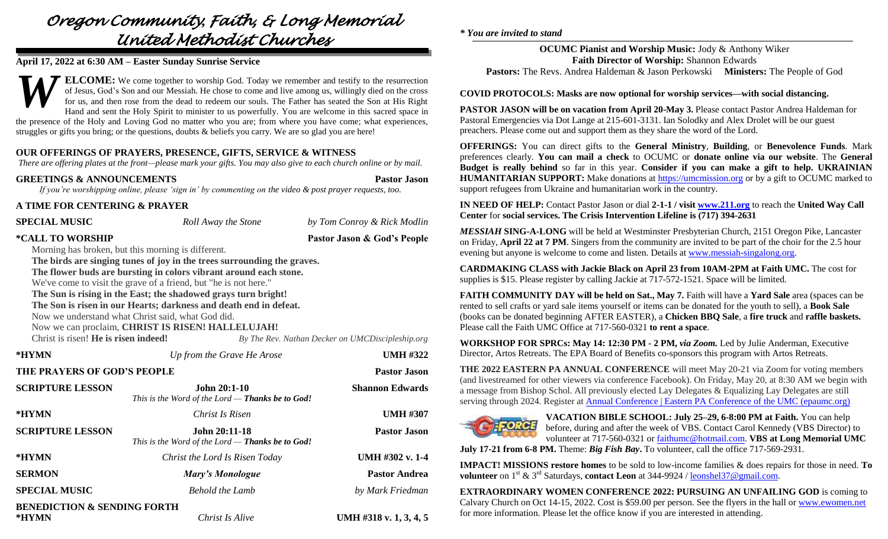# Oregon Community, Faith, & Long Memorial United Methodist Churches

**April 17, 2022 at 6:30 AM – Easter Sunday Sunrise Service**

**WELCOME:** We come together to worship God. Today we remember and testify to the resurrection of Jesus, God's Son and our Messiah. He chose to come and live among us, willingly died on the cross for us, and then rose from the dead to redeem our souls. The Father has seated the Son at His Right Hand and sent the Holy Spirit to minister to us powerfully. You are welcome in this sacred space in the presence of the Holy and Loving God no matter who you are; from where you have come; what experiences, struggles or gifts you bring; or the questions, doubts & beliefs you carry. We are so glad you are here!

## OUR OFFERINGS OF PRAYERS, PRESENCE, GIFTS, SERVICE & WITNESS

*There are offering plates at the front—please mark your gifts. You may also give to each church online or by mail.*

**GREETINGS & ANNOUNCEMENTS** — **Pastor Jason**

*If you're worshipping online, please 'sign in' by commenting on the video & post prayer requests, too.*

**A TIME FOR CENTERING & PRAYER**

| | | |
|---|---|---|
| **SPECIAL MUSIC** | *Roll Away the Stone* | *by Tom Conroy & Rick Modlin* |
| **\*CALL TO WORSHIP** | | **Pastor Jason & God's People** |

Morning has broken, but this morning is different.
**The birds are singing tunes of joy in the trees surrounding the graves.**
**The flower buds are bursting in colors vibrant around each stone.**
We've come to visit the grave of a friend, but "he is not here."
**The Sun is rising in the East; the shadowed grays turn bright!**
**The Son is risen in our Hearts; darkness and death end in defeat.**
Now we understand what Christ said, what God did.
Now we can proclaim, **CHRIST IS RISEN! HALLELUJAH!**
Christ is risen! **He is risen indeed!** — *By The Rev. Nathan Decker on UMCDiscipleship.org*

| | | |
|---|---|---|
| **\*HYMN** | *Up from the Grave He Arose* | **UMH #322** |
| **THE PRAYERS OF GOD'S PEOPLE** | | **Pastor Jason** |
| **SCRIPTURE LESSON** | **John 20:1-10** *This is the Word of the Lord — **Thanks be to God!*** | **Shannon Edwards** |
| **\*HYMN** | *Christ Is Risen* | **UMH #307** |
| **SCRIPTURE LESSON** | **John 20:11-18** *This is the Word of the Lord — **Thanks be to God!*** | **Pastor Jason** |
| **\*HYMN** | *Christ the Lord Is Risen Today* | **UMH #302 v. 1-4** |
| **SERMON** | ***Mary's Monologue*** | **Pastor Andrea** |
| **SPECIAL MUSIC** | *Behold the Lamb* | *by Mark Friedman* |
| **BENEDICTION & SENDING FORTH** | | |
| **\*HYMN** | *Christ Is Alive* | **UMH #318 v. 1, 3, 4, 5** |

***\* You are invited to stand***

**OCUMC Pianist and Worship Music:** Jody & Anthony Wiker
**Faith Director of Worship:** Shannon Edwards
**Pastors:** The Revs. Andrea Haldeman & Jason Perkowski **Ministers:** The People of God

**COVID PROTOCOLS: Masks are now optional for worship services—with social distancing.**

**PASTOR JASON will be on vacation from April 20-May 3.** Please contact Pastor Andrea Haldeman for Pastoral Emergencies via Dot Lange at 215-601-3131. Ian Solodky and Alex Drolet will be our guest preachers. Please come out and support them as they share the word of the Lord.

**OFFERINGS:** You can direct gifts to the **General Ministry**, **Building**, or **Benevolence Funds**. Mark preferences clearly. **You can mail a check** to OCUMC or **donate online via our website**. The **General Budget is really behind** so far in this year. **Consider if you can make a gift to help. UKRAINIAN HUMANITARIAN SUPPORT:** Make donations at https://umcmission.org or by a gift to OCUMC marked to support refugees from Ukraine and humanitarian work in the country.

**IN NEED OF HELP:** Contact Pastor Jason or dial **2-1-1 / visit www.211.org** to reach the **United Way Call Center** for **social services. The Crisis Intervention Lifeline is (717) 394-2631**

***MESSIAH* SING-A-LONG** will be held at Westminster Presbyterian Church, 2151 Oregon Pike, Lancaster on Friday, **April 22 at 7 PM**. Singers from the community are invited to be part of the choir for the 2.5 hour evening but anyone is welcome to come and listen. Details at www.messiah-singalong.org.

**CARDMAKING CLASS with Jackie Black on April 23 from 10AM-2PM at Faith UMC.** The cost for supplies is $15. Please register by calling Jackie at 717-572-1521. Space will be limited.

**FAITH COMMUNITY DAY will be held on Sat., May 7.** Faith will have a **Yard Sale** area (spaces can be rented to sell crafts or yard sale items yourself or items can be donated for the youth to sell), a **Book Sale** (books can be donated beginning AFTER EASTER), a **Chicken BBQ Sale**, a **fire truck** and **raffle baskets.** Please call the Faith UMC Office at 717-560-0321 **to rent a space**.

**WORKSHOP FOR SPRCs: May 14: 12:30 PM - 2 PM, *via Zoom.*** Led by Julie Anderman, Executive Director, Artos Retreats. The EPA Board of Benefits co-sponsors this program with Artos Retreats.

**THE 2022 EASTERN PA ANNUAL CONFERENCE** will meet May 20-21 via Zoom for voting members (and livestreamed for other viewers via conference Facebook). On Friday, May 20, at 8:30 AM we begin with a message from Bishop Schol. All previously elected Lay Delegates & Equalizing Lay Delegates are still serving through 2024. Register at Annual Conference | Eastern PA Conference of the UMC (epaumc.org)

**VACATION BIBLE SCHOOL: July 25–29, 6-8:00 PM at Faith.** You can help before, during and after the week of VBS. Contact Carol Kennedy (VBS Director) to volunteer at 717-560-0321 or faithumc@hotmail.com. **VBS at Long Memorial UMC July 17-21 from 6-8 PM.** Theme: ***Big Fish Bay***. To volunteer, call the office 717-569-2931.

**IMPACT! MISSIONS restore homes** to be sold to low-income families & does repairs for those in need. **To volunteer** on 1st & 3rd Saturdays, **contact Leon** at 344-9924 / leonshel37@gmail.com.

**EXTRAORDINARY WOMEN CONFERENCE 2022: PURSUING AN UNFAILING GOD** is coming to Calvary Church on Oct 14-15, 2022. Cost is $59.00 per person. See the flyers in the hall or www.ewomen.net for more information. Please let the office know if you are interested in attending.